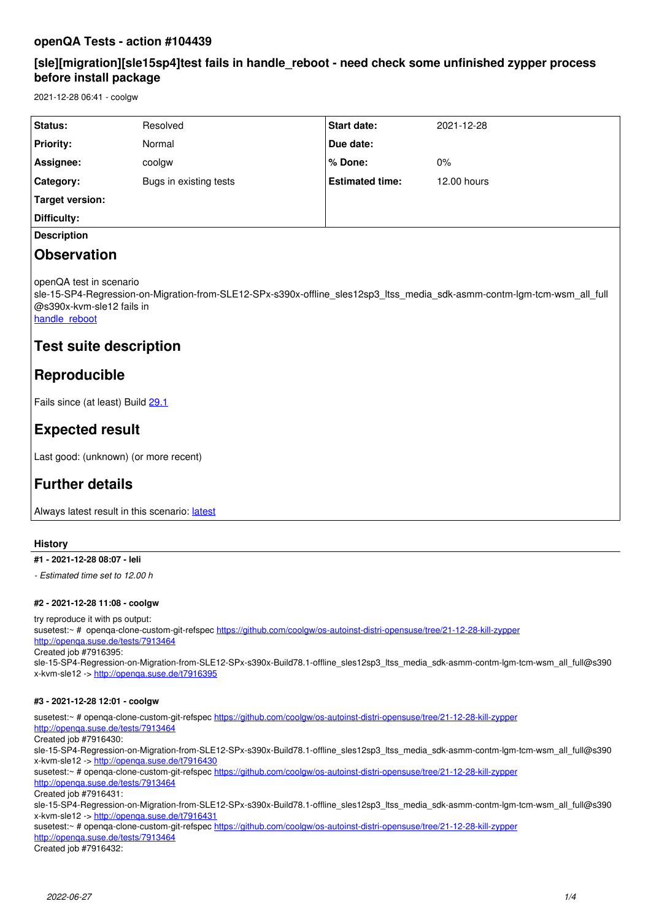# openQA Tests - action #104439

## [sle][migration][sle15sp4]test fails in handle_reboot - need check some unfinished zypper process before install package

2021-12-28 06:41 - coolgw

| Status: | Resolved | Start date: | 2021-12-28 |
|---|---|---|---|
| Priority: | Normal | Due date: | |
| Assignee: | coolgw | % Done: | 0% |
| Category: | Bugs in existing tests | Estimated time: | 12.00 hours |
| Target version: | | | |
| Difficulty: | | | |

**Description**

## Observation

openQA test in scenario sle-15-SP4-Regression-on-Migration-from-SLE12-SPx-s390x-offline_sles12sp3_ltss_media_sdk-asmm-contm-lgm-tcm-wsm_all_full@s390x-kvm-sle12 fails in
handle_reboot

## Test suite description

## Reproducible

Fails since (at least) Build 29.1

## Expected result

Last good: (unknown) (or more recent)

## Further details

Always latest result in this scenario: latest

### History

#### #1 - 2021-12-28 08:07 - leli

*- Estimated time set to 12.00 h*

#### #2 - 2021-12-28 11:08 - coolgw

try reproduce it with ps output:
susetest:~ # openqa-clone-custom-git-refspec https://github.com/coolgw/os-autoinst-distri-opensuse/tree/21-12-28-kill-zypper http://openqa.suse.de/tests/7913464
Created job #7916395:
sle-15-SP4-Regression-on-Migration-from-SLE12-SPx-s390x-Build78.1-offline_sles12sp3_ltss_media_sdk-asmm-contm-lgm-tcm-wsm_all_full@s390x-kvm-sle12 -> http://openqa.suse.de/t7916395

#### #3 - 2021-12-28 12:01 - coolgw

susetest:~ # openqa-clone-custom-git-refspec https://github.com/coolgw/os-autoinst-distri-opensuse/tree/21-12-28-kill-zypper http://openqa.suse.de/tests/7913464
Created job #7916430:
sle-15-SP4-Regression-on-Migration-from-SLE12-SPx-s390x-Build78.1-offline_sles12sp3_ltss_media_sdk-asmm-contm-lgm-tcm-wsm_all_full@s390x-kvm-sle12 -> http://openqa.suse.de/t7916430
susetest:~ # openqa-clone-custom-git-refspec https://github.com/coolgw/os-autoinst-distri-opensuse/tree/21-12-28-kill-zypper http://openqa.suse.de/tests/7913464
Created job #7916431:
sle-15-SP4-Regression-on-Migration-from-SLE12-SPx-s390x-Build78.1-offline_sles12sp3_ltss_media_sdk-asmm-contm-lgm-tcm-wsm_all_full@s390x-kvm-sle12 -> http://openqa.suse.de/t7916431
susetest:~ # openqa-clone-custom-git-refspec https://github.com/coolgw/os-autoinst-distri-opensuse/tree/21-12-28-kill-zypper http://openqa.suse.de/tests/7913464
Created job #7916432: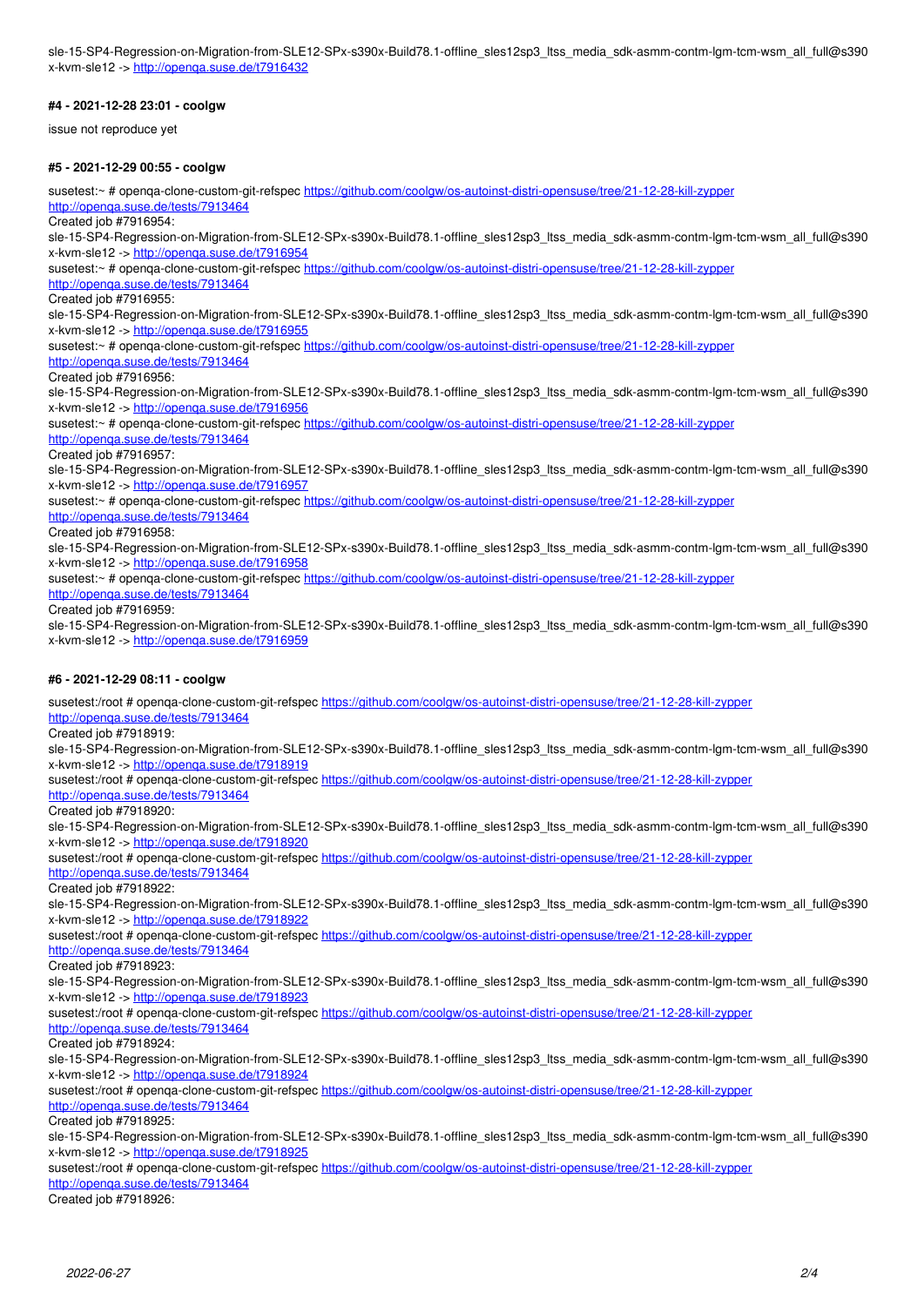sle-15-SP4-Regression-on-Migration-from-SLE12-SPx-s390x-Build78.1-offline_sles12sp3_ltss_media_sdk-asmm-contm-lgm-tcm-wsm_all_full@s390x-kvm-sle12 -> http://openqa.suse.de/t7916432

#### #4 - 2021-12-28 23:01 - coolgw

issue not reproduce yet

#### #5 - 2021-12-29 00:55 - coolgw

susetest:~ # openqa-clone-custom-git-refspec https://github.com/coolgw/os-autoinst-distri-opensuse/tree/21-12-28-kill-zypper http://openqa.suse.de/tests/7913464
Created job #7916954:
sle-15-SP4-Regression-on-Migration-from-SLE12-SPx-s390x-Build78.1-offline_sles12sp3_ltss_media_sdk-asmm-contm-lgm-tcm-wsm_all_full@s390x-kvm-sle12 -> http://openqa.suse.de/t7916954
susetest:~ # openqa-clone-custom-git-refspec https://github.com/coolgw/os-autoinst-distri-opensuse/tree/21-12-28-kill-zypper http://openqa.suse.de/tests/7913464
Created job #7916955:
sle-15-SP4-Regression-on-Migration-from-SLE12-SPx-s390x-Build78.1-offline_sles12sp3_ltss_media_sdk-asmm-contm-lgm-tcm-wsm_all_full@s390x-kvm-sle12 -> http://openqa.suse.de/t7916955
susetest:~ # openqa-clone-custom-git-refspec https://github.com/coolgw/os-autoinst-distri-opensuse/tree/21-12-28-kill-zypper http://openqa.suse.de/tests/7913464
Created job #7916956:
sle-15-SP4-Regression-on-Migration-from-SLE12-SPx-s390x-Build78.1-offline_sles12sp3_ltss_media_sdk-asmm-contm-lgm-tcm-wsm_all_full@s390x-kvm-sle12 -> http://openqa.suse.de/t7916956
susetest:~ # openqa-clone-custom-git-refspec https://github.com/coolgw/os-autoinst-distri-opensuse/tree/21-12-28-kill-zypper http://openqa.suse.de/tests/7913464
Created job #7916957:
sle-15-SP4-Regression-on-Migration-from-SLE12-SPx-s390x-Build78.1-offline_sles12sp3_ltss_media_sdk-asmm-contm-lgm-tcm-wsm_all_full@s390x-kvm-sle12 -> http://openqa.suse.de/t7916957
susetest:~ # openqa-clone-custom-git-refspec https://github.com/coolgw/os-autoinst-distri-opensuse/tree/21-12-28-kill-zypper http://openqa.suse.de/tests/7913464
Created job #7916958:
sle-15-SP4-Regression-on-Migration-from-SLE12-SPx-s390x-Build78.1-offline_sles12sp3_ltss_media_sdk-asmm-contm-lgm-tcm-wsm_all_full@s390x-kvm-sle12 -> http://openqa.suse.de/t7916958
susetest:~ # openqa-clone-custom-git-refspec https://github.com/coolgw/os-autoinst-distri-opensuse/tree/21-12-28-kill-zypper http://openqa.suse.de/tests/7913464
Created job #7916959:
sle-15-SP4-Regression-on-Migration-from-SLE12-SPx-s390x-Build78.1-offline_sles12sp3_ltss_media_sdk-asmm-contm-lgm-tcm-wsm_all_full@s390x-kvm-sle12 -> http://openqa.suse.de/t7916959

#### #6 - 2021-12-29 08:11 - coolgw

susetest:/root # openqa-clone-custom-git-refspec https://github.com/coolgw/os-autoinst-distri-opensuse/tree/21-12-28-kill-zypper http://openqa.suse.de/tests/7913464
Created job #7918919:
sle-15-SP4-Regression-on-Migration-from-SLE12-SPx-s390x-Build78.1-offline_sles12sp3_ltss_media_sdk-asmm-contm-lgm-tcm-wsm_all_full@s390x-kvm-sle12 -> http://openqa.suse.de/t7918919
susetest:/root # openqa-clone-custom-git-refspec https://github.com/coolgw/os-autoinst-distri-opensuse/tree/21-12-28-kill-zypper http://openqa.suse.de/tests/7913464
Created job #7918920:
sle-15-SP4-Regression-on-Migration-from-SLE12-SPx-s390x-Build78.1-offline_sles12sp3_ltss_media_sdk-asmm-contm-lgm-tcm-wsm_all_full@s390x-kvm-sle12 -> http://openqa.suse.de/t7918920
susetest:/root # openqa-clone-custom-git-refspec https://github.com/coolgw/os-autoinst-distri-opensuse/tree/21-12-28-kill-zypper http://openqa.suse.de/tests/7913464
Created job #7918922:
sle-15-SP4-Regression-on-Migration-from-SLE12-SPx-s390x-Build78.1-offline_sles12sp3_ltss_media_sdk-asmm-contm-lgm-tcm-wsm_all_full@s390x-kvm-sle12 -> http://openqa.suse.de/t7918922
susetest:/root # openqa-clone-custom-git-refspec https://github.com/coolgw/os-autoinst-distri-opensuse/tree/21-12-28-kill-zypper http://openqa.suse.de/tests/7913464
Created job #7918923:
sle-15-SP4-Regression-on-Migration-from-SLE12-SPx-s390x-Build78.1-offline_sles12sp3_ltss_media_sdk-asmm-contm-lgm-tcm-wsm_all_full@s390x-kvm-sle12 -> http://openqa.suse.de/t7918923
susetest:/root # openqa-clone-custom-git-refspec https://github.com/coolgw/os-autoinst-distri-opensuse/tree/21-12-28-kill-zypper http://openqa.suse.de/tests/7913464
Created job #7918924:
sle-15-SP4-Regression-on-Migration-from-SLE12-SPx-s390x-Build78.1-offline_sles12sp3_ltss_media_sdk-asmm-contm-lgm-tcm-wsm_all_full@s390x-kvm-sle12 -> http://openqa.suse.de/t7918924
susetest:/root # openqa-clone-custom-git-refspec https://github.com/coolgw/os-autoinst-distri-opensuse/tree/21-12-28-kill-zypper http://openqa.suse.de/tests/7913464
Created job #7918925:
sle-15-SP4-Regression-on-Migration-from-SLE12-SPx-s390x-Build78.1-offline_sles12sp3_ltss_media_sdk-asmm-contm-lgm-tcm-wsm_all_full@s390x-kvm-sle12 -> http://openqa.suse.de/t7918925
susetest:/root # openqa-clone-custom-git-refspec https://github.com/coolgw/os-autoinst-distri-opensuse/tree/21-12-28-kill-zypper http://openqa.suse.de/tests/7913464
Created job #7918926: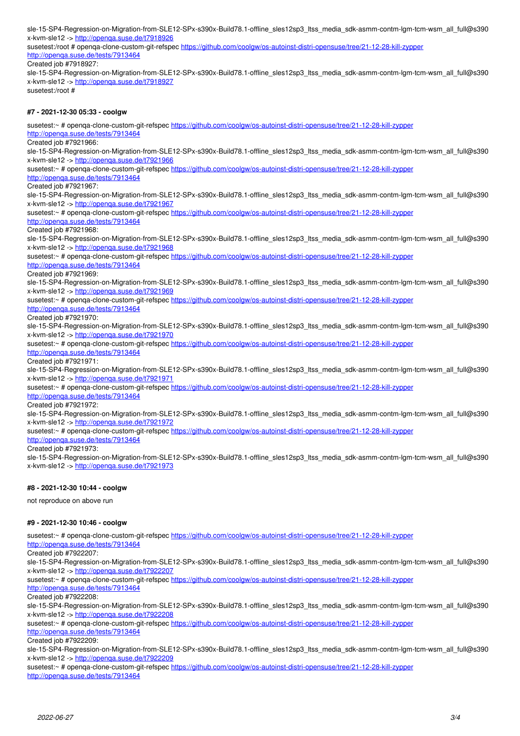sle-15-SP4-Regression-on-Migration-from-SLE12-SPx-s390x-Build78.1-offline_sles12sp3_ltss_media_sdk-asmm-contm-lgm-tcm-wsm_all_full@s390x-kvm-sle12 -> http://openqa.suse.de/t7918926
susetest:/root # openqa-clone-custom-git-refspec https://github.com/coolgw/os-autoinst-distri-opensuse/tree/21-12-28-kill-zypper http://openqa.suse.de/tests/7913464
Created job #7918927:
sle-15-SP4-Regression-on-Migration-from-SLE12-SPx-s390x-Build78.1-offline_sles12sp3_ltss_media_sdk-asmm-contm-lgm-tcm-wsm_all_full@s390x-kvm-sle12 -> http://openqa.suse.de/t7918927
susetest:/root #

#### #7 - 2021-12-30 05:33 - coolgw

susetest:~ # openqa-clone-custom-git-refspec https://github.com/coolgw/os-autoinst-distri-opensuse/tree/21-12-28-kill-zypper http://openqa.suse.de/tests/7913464
Created job #7921966:
sle-15-SP4-Regression-on-Migration-from-SLE12-SPx-s390x-Build78.1-offline_sles12sp3_ltss_media_sdk-asmm-contm-lgm-tcm-wsm_all_full@s390x-kvm-sle12 -> http://openqa.suse.de/t7921966
susetest:~ # openqa-clone-custom-git-refspec https://github.com/coolgw/os-autoinst-distri-opensuse/tree/21-12-28-kill-zypper http://openqa.suse.de/tests/7913464
Created job #7921967:
sle-15-SP4-Regression-on-Migration-from-SLE12-SPx-s390x-Build78.1-offline_sles12sp3_ltss_media_sdk-asmm-contm-lgm-tcm-wsm_all_full@s390x-kvm-sle12 -> http://openqa.suse.de/t7921967
susetest:~ # openqa-clone-custom-git-refspec https://github.com/coolgw/os-autoinst-distri-opensuse/tree/21-12-28-kill-zypper http://openqa.suse.de/tests/7913464
Created job #7921968:
sle-15-SP4-Regression-on-Migration-from-SLE12-SPx-s390x-Build78.1-offline_sles12sp3_ltss_media_sdk-asmm-contm-lgm-tcm-wsm_all_full@s390x-kvm-sle12 -> http://openqa.suse.de/t7921968
susetest:~ # openqa-clone-custom-git-refspec https://github.com/coolgw/os-autoinst-distri-opensuse/tree/21-12-28-kill-zypper http://openqa.suse.de/tests/7913464
Created job #7921969:
sle-15-SP4-Regression-on-Migration-from-SLE12-SPx-s390x-Build78.1-offline_sles12sp3_ltss_media_sdk-asmm-contm-lgm-tcm-wsm_all_full@s390x-kvm-sle12 -> http://openqa.suse.de/t7921969
susetest:~ # openqa-clone-custom-git-refspec https://github.com/coolgw/os-autoinst-distri-opensuse/tree/21-12-28-kill-zypper http://openqa.suse.de/tests/7913464
Created job #7921970:
sle-15-SP4-Regression-on-Migration-from-SLE12-SPx-s390x-Build78.1-offline_sles12sp3_ltss_media_sdk-asmm-contm-lgm-tcm-wsm_all_full@s390x-kvm-sle12 -> http://openqa.suse.de/t7921970
susetest:~ # openqa-clone-custom-git-refspec https://github.com/coolgw/os-autoinst-distri-opensuse/tree/21-12-28-kill-zypper http://openqa.suse.de/tests/7913464
Created job #7921971:
sle-15-SP4-Regression-on-Migration-from-SLE12-SPx-s390x-Build78.1-offline_sles12sp3_ltss_media_sdk-asmm-contm-lgm-tcm-wsm_all_full@s390x-kvm-sle12 -> http://openqa.suse.de/t7921971
susetest:~ # openqa-clone-custom-git-refspec https://github.com/coolgw/os-autoinst-distri-opensuse/tree/21-12-28-kill-zypper http://openqa.suse.de/tests/7913464
Created job #7921972:
sle-15-SP4-Regression-on-Migration-from-SLE12-SPx-s390x-Build78.1-offline_sles12sp3_ltss_media_sdk-asmm-contm-lgm-tcm-wsm_all_full@s390x-kvm-sle12 -> http://openqa.suse.de/t7921972
susetest:~ # openqa-clone-custom-git-refspec https://github.com/coolgw/os-autoinst-distri-opensuse/tree/21-12-28-kill-zypper http://openqa.suse.de/tests/7913464
Created job #7921973:
sle-15-SP4-Regression-on-Migration-from-SLE12-SPx-s390x-Build78.1-offline_sles12sp3_ltss_media_sdk-asmm-contm-lgm-tcm-wsm_all_full@s390x-kvm-sle12 -> http://openqa.suse.de/t7921973

#### #8 - 2021-12-30 10:44 - coolgw

not reproduce on above run

#### #9 - 2021-12-30 10:46 - coolgw

susetest:~ # openqa-clone-custom-git-refspec https://github.com/coolgw/os-autoinst-distri-opensuse/tree/21-12-28-kill-zypper http://openqa.suse.de/tests/7913464
Created job #7922207:
sle-15-SP4-Regression-on-Migration-from-SLE12-SPx-s390x-Build78.1-offline_sles12sp3_ltss_media_sdk-asmm-contm-lgm-tcm-wsm_all_full@s390x-kvm-sle12 -> http://openqa.suse.de/t7922207
susetest:~ # openqa-clone-custom-git-refspec https://github.com/coolgw/os-autoinst-distri-opensuse/tree/21-12-28-kill-zypper http://openqa.suse.de/tests/7913464
Created job #7922208:
sle-15-SP4-Regression-on-Migration-from-SLE12-SPx-s390x-Build78.1-offline_sles12sp3_ltss_media_sdk-asmm-contm-lgm-tcm-wsm_all_full@s390x-kvm-sle12 -> http://openqa.suse.de/t7922208
susetest:~ # openqa-clone-custom-git-refspec https://github.com/coolgw/os-autoinst-distri-opensuse/tree/21-12-28-kill-zypper http://openqa.suse.de/tests/7913464
Created job #7922209:
sle-15-SP4-Regression-on-Migration-from-SLE12-SPx-s390x-Build78.1-offline_sles12sp3_ltss_media_sdk-asmm-contm-lgm-tcm-wsm_all_full@s390x-kvm-sle12 -> http://openqa.suse.de/t7922209
susetest:~ # openqa-clone-custom-git-refspec https://github.com/coolgw/os-autoinst-distri-opensuse/tree/21-12-28-kill-zypper http://openqa.suse.de/tests/7913464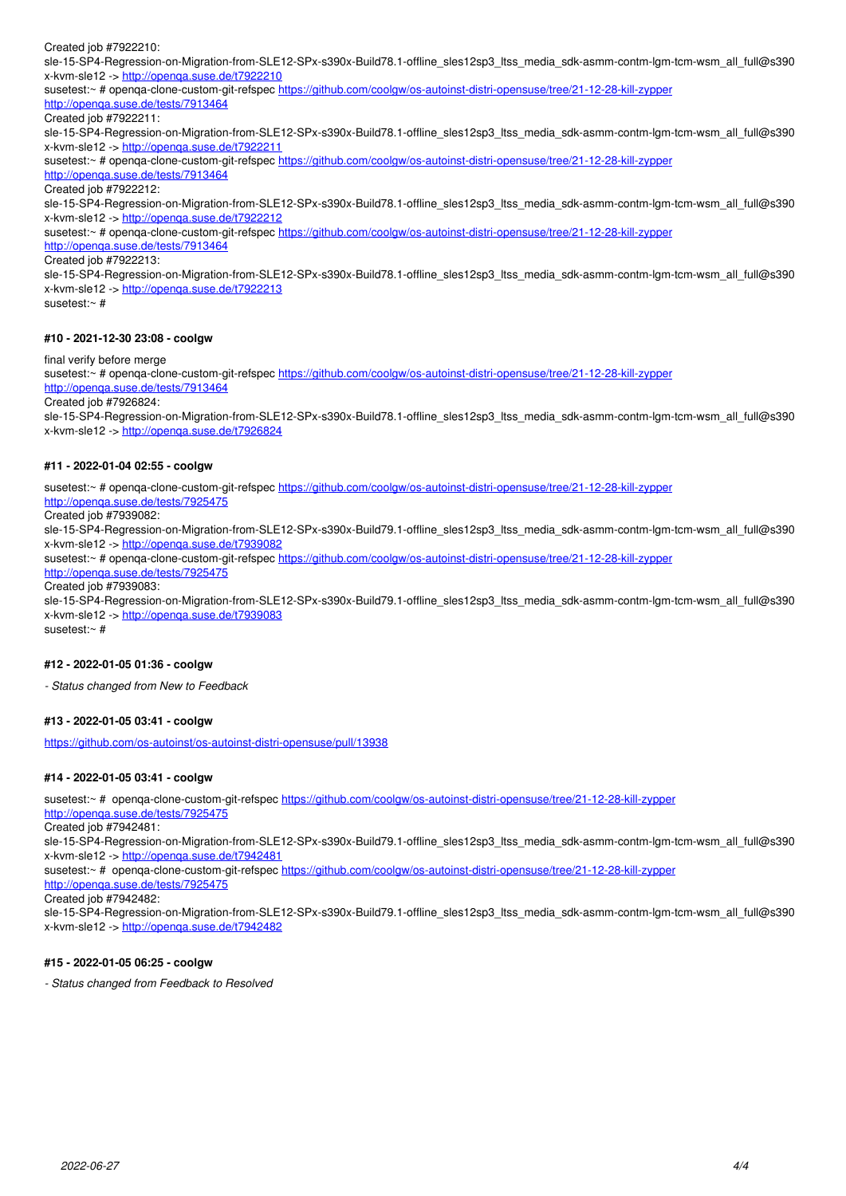Created job #7922210:
sle-15-SP4-Regression-on-Migration-from-SLE12-SPx-s390x-Build78.1-offline_sles12sp3_ltss_media_sdk-asmm-contm-lgm-tcm-wsm_all_full@s390x-kvm-sle12 -> http://openqa.suse.de/t7922210
susetest:~ # openqa-clone-custom-git-refspec https://github.com/coolgw/os-autoinst-distri-opensuse/tree/21-12-28-kill-zypper http://openqa.suse.de/tests/7913464
Created job #7922211:
sle-15-SP4-Regression-on-Migration-from-SLE12-SPx-s390x-Build78.1-offline_sles12sp3_ltss_media_sdk-asmm-contm-lgm-tcm-wsm_all_full@s390x-kvm-sle12 -> http://openqa.suse.de/t7922211
susetest:~ # openqa-clone-custom-git-refspec https://github.com/coolgw/os-autoinst-distri-opensuse/tree/21-12-28-kill-zypper http://openqa.suse.de/tests/7913464
Created job #7922212:
sle-15-SP4-Regression-on-Migration-from-SLE12-SPx-s390x-Build78.1-offline_sles12sp3_ltss_media_sdk-asmm-contm-lgm-tcm-wsm_all_full@s390x-kvm-sle12 -> http://openqa.suse.de/t7922212
susetest:~ # openqa-clone-custom-git-refspec https://github.com/coolgw/os-autoinst-distri-opensuse/tree/21-12-28-kill-zypper http://openqa.suse.de/tests/7913464
Created job #7922213:
sle-15-SP4-Regression-on-Migration-from-SLE12-SPx-s390x-Build78.1-offline_sles12sp3_ltss_media_sdk-asmm-contm-lgm-tcm-wsm_all_full@s390x-kvm-sle12 -> http://openqa.suse.de/t7922213
susetest:~ #

#### #10 - 2021-12-30 23:08 - coolgw

final verify before merge
susetest:~ # openqa-clone-custom-git-refspec https://github.com/coolgw/os-autoinst-distri-opensuse/tree/21-12-28-kill-zypper http://openqa.suse.de/tests/7913464
Created job #7926824:
sle-15-SP4-Regression-on-Migration-from-SLE12-SPx-s390x-Build78.1-offline_sles12sp3_ltss_media_sdk-asmm-contm-lgm-tcm-wsm_all_full@s390x-kvm-sle12 -> http://openqa.suse.de/t7926824

#### #11 - 2022-01-04 02:55 - coolgw

susetest:~ # openqa-clone-custom-git-refspec https://github.com/coolgw/os-autoinst-distri-opensuse/tree/21-12-28-kill-zypper http://openqa.suse.de/tests/7925475
Created job #7939082:
sle-15-SP4-Regression-on-Migration-from-SLE12-SPx-s390x-Build79.1-offline_sles12sp3_ltss_media_sdk-asmm-contm-lgm-tcm-wsm_all_full@s390x-kvm-sle12 -> http://openqa.suse.de/t7939082
susetest:~ # openqa-clone-custom-git-refspec https://github.com/coolgw/os-autoinst-distri-opensuse/tree/21-12-28-kill-zypper http://openqa.suse.de/tests/7925475
Created job #7939083:
sle-15-SP4-Regression-on-Migration-from-SLE12-SPx-s390x-Build79.1-offline_sles12sp3_ltss_media_sdk-asmm-contm-lgm-tcm-wsm_all_full@s390x-kvm-sle12 -> http://openqa.suse.de/t7939083
susetest:~ #

#### #12 - 2022-01-05 01:36 - coolgw

*- Status changed from New to Feedback*

#### #13 - 2022-01-05 03:41 - coolgw

https://github.com/os-autoinst/os-autoinst-distri-opensuse/pull/13938

#### #14 - 2022-01-05 03:41 - coolgw

susetest:~ # openqa-clone-custom-git-refspec https://github.com/coolgw/os-autoinst-distri-opensuse/tree/21-12-28-kill-zypper http://openqa.suse.de/tests/7925475
Created job #7942481:
sle-15-SP4-Regression-on-Migration-from-SLE12-SPx-s390x-Build79.1-offline_sles12sp3_ltss_media_sdk-asmm-contm-lgm-tcm-wsm_all_full@s390x-kvm-sle12 -> http://openqa.suse.de/t7942481
susetest:~ # openqa-clone-custom-git-refspec https://github.com/coolgw/os-autoinst-distri-opensuse/tree/21-12-28-kill-zypper http://openqa.suse.de/tests/7925475
Created job #7942482:
sle-15-SP4-Regression-on-Migration-from-SLE12-SPx-s390x-Build79.1-offline_sles12sp3_ltss_media_sdk-asmm-contm-lgm-tcm-wsm_all_full@s390x-kvm-sle12 -> http://openqa.suse.de/t7942482

#### #15 - 2022-01-05 06:25 - coolgw

*- Status changed from Feedback to Resolved*